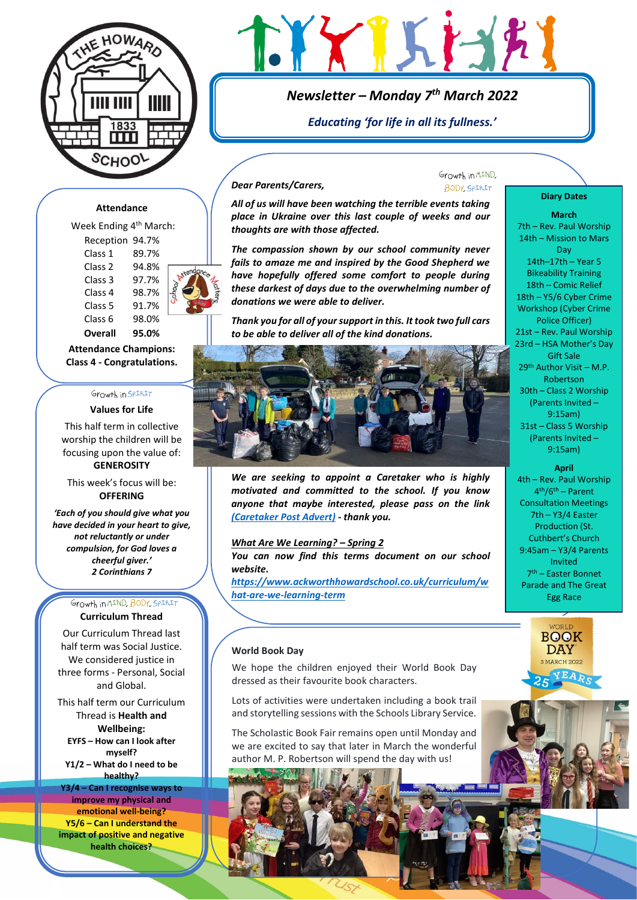# Newsletter – Monday 7th March 2022

*Educating 'for life in all its fullness.'*

Growth in MIND, BODY, SPIRIT

*Dear Parents/Carers,*

***All of us will have been watching the terrible events taking place in Ukraine over this last couple of weeks and our thoughts are with those affected.***

***The compassion shown by our school community never fails to amaze me and inspired by the Good Shepherd we have hopefully offered some comfort to people during these darkest of days due to the overwhelming number of donations we were able to deliver.***

***Thank you for all of your support in this. It took two full cars to be able to deliver all of the kind donations.***

***We are seeking to appoint a Caretaker who is highly motivated and committed to the school. If you know anyone that maybe interested, please pass on the link [(Caretaker Post Advert)](Caretaker Post Advert) - thank you.***

***What Are We Learning? – Spring 2***

***You can now find this terms document on our school website.***

***https://www.ackworthhowardschool.co.uk/curriculum/what-are-we-learning-term***

### Attendance

Week Ending 4th March:

| Class | Attendance |
| --- | --- |
| Reception | 94.7% |
| Class 1 | 89.7% |
| Class 2 | 94.8% |
| Class 3 | 97.7% |
| Class 4 | 98.7% |
| Class 5 | 91.7% |
| Class 6 | 98.0% |
| **Overall** | **95.0%** |

**Attendance Champions: Class 4 - Congratulations.**

Growth in SPIRIT

### Values for Life

This half term in collective worship the children will be focusing upon the value of: **GENEROSITY**

This week's focus will be: **OFFERING**

***'Each of you should give what you have decided in your heart to give, not reluctantly or under compulsion, for God loves a cheerful giver.' 2 Corinthians 7***

Growth in MIND, BODY, SPIRIT

### Curriculum Thread

Our Curriculum Thread last half term was Social Justice. We considered justice in three forms - Personal, Social and Global.

This half term our Curriculum Thread is **Health and Wellbeing:**

**EYFS – How can I look after myself?**

**Y1/2 – What do I need to be healthy?**

**Y3/4 – Can I recognise ways to improve my physical and emotional well-being?**

**Y5/6 – Can I understand the impact of positive and negative health choices?**

### Diary Dates

**March**

- 7th – Rev. Paul Worship
- 14th – Mission to Mars Day
- 14th–17th – Year 5 Bikeability Training
- 18th – Comic Relief
- 18th – Y5/6 Cyber Crime Workshop (Cyber Crime Police Officer)
- 21st – Rev. Paul Worship
- 23rd – HSA Mother's Day Gift Sale
- 29th Author Visit – M.P. Robertson
- 30th – Class 2 Worship (Parents Invited – 9:15am)
- 31st – Class 5 Worship (Parents Invited – 9:15am)

**April**

- 4th – Rev. Paul Worship
- 4th/6th – Parent Consultation Meetings
- 7th – Y3/4 Easter Production (St. Cuthbert's Church 9:45am – Y3/4 Parents Invited
- 7th – Easter Bonnet Parade and The Great Egg Race

### World Book Day

We hope the children enjoyed their World Book Day dressed as their favourite book characters.

Lots of activities were undertaken including a book trail and storytelling sessions with the Schools Library Service.

The Scholastic Book Fair remains open until Monday and we are excited to say that later in March the wonderful author M. P. Robertson will spend the day with us!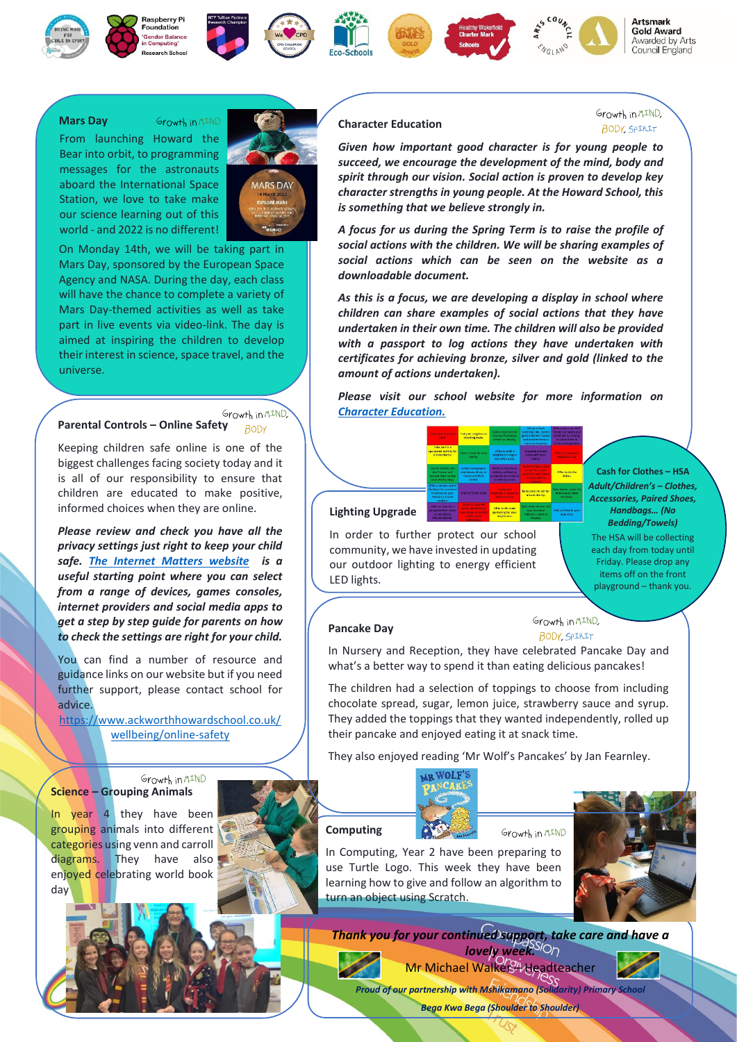Raspberry Pi Foundation 'Gender Balance in Computing' Research School

Artsmark Gold Award
Awarded by Arts Council England

## Mars Day

Growth in MIND

From launching Howard the Bear into orbit, to programming messages for the astronauts aboard the International Space Station, we love to take make our science learning out of this world - and 2022 is no different!

On Monday 14th, we will be taking part in Mars Day, sponsored by the European Space Agency and NASA. During the day, each class will have the chance to complete a variety of Mars Day-themed activities as well as take part in live events via video-link. The day is aimed at inspiring the children to develop their interest in science, space travel, and the universe.

## Parental Controls – Online Safety

Growth in MIND, BODY

Keeping children safe online is one of the biggest challenges facing society today and it is all of our responsibility to ensure that children are educated to make positive, informed choices when they are online.

***Please review and check you have all the privacy settings just right to keep your child safe. [The Internet Matters website] is a useful starting point where you can select from a range of devices, games consoles, internet providers and social media apps to get a step by step guide for parents on how to check the settings are right for your child.***

You can find a number of resource and guidance links on our website but if you need further support, please contact school for advice.

https://www.ackworthhowardschool.co.uk/wellbeing/online-safety

## Science – Grouping Animals

Growth in MIND

In year 4 they have been grouping animals into different categories using venn and carroll diagrams. They have also enjoyed celebrating world book day

## Character Education

Growth in MIND, BODY, SPIRIT

***Given how important good character is for young people to succeed, we encourage the development of the mind, body and spirit through our vision. Social action is proven to develop key character strengths in young people. At the Howard School, this is something that we believe strongly in.***

***A focus for us during the Spring Term is to raise the profile of social actions with the children. We will be sharing examples of social actions which can be seen on the website as a downloadable document.***

***As this is a focus, we are developing a display in school where children can share examples of social actions that they have undertaken in their own time. The children will also be provided with a passport to log actions they have undertaken with certificates for achieving bronze, silver and gold (linked to the amount of actions undertaken).***

***Please visit our school website for more information on [Character Education.]***

## Lighting Upgrade

In order to further protect our school community, we have invested in updating our outdoor lighting to energy efficient LED lights.

## Cash for Clothes – HSA

***Adult/Children's – Clothes, Accessories, Paired Shoes, Handbags… (No Bedding/Towels)***

The HSA will be collecting each day from today until Friday. Please drop any items off on the front playground – thank you.

## Pancake Day

Growth in MIND, BODY, SPIRIT

In Nursery and Reception, they have celebrated Pancake Day and what's a better way to spend it than eating delicious pancakes!

The children had a selection of toppings to choose from including chocolate spread, sugar, lemon juice, strawberry sauce and syrup. They added the toppings that they wanted independently, rolled up their pancake and enjoyed eating it at snack time.

They also enjoyed reading 'Mr Wolf's Pancakes' by Jan Fearnley.

## Computing

Growth in MIND

In Computing, Year 2 have been preparing to use Turtle Logo. This week they have been learning how to give and follow an algorithm to turn an object using Scratch.

***Thank you for your continued support, take care and have a lovely week.***

Mr Michael Walker, Headteacher

***Proud of our partnership with Mshikamano (Solidarity) Primary School***

***Bega Kwa Bega (Shoulder to Shoulder)***